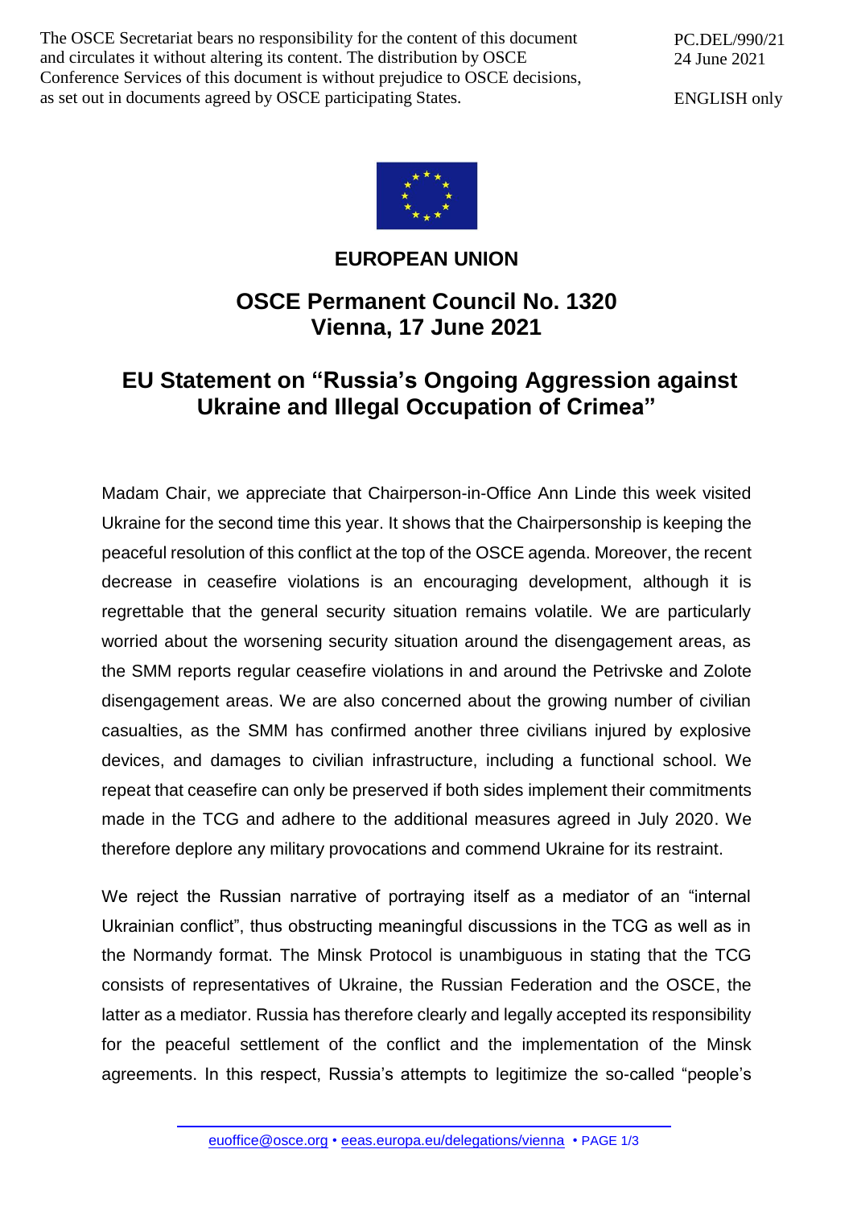The OSCE Secretariat bears no responsibility for the content of this document and circulates it without altering its content. The distribution by OSCE Conference Services of this document is without prejudice to OSCE decisions, as set out in documents agreed by OSCE participating States.

PC.DEL/990/21
24 June 2021

ENGLISH only

**EUROPEAN UNION**

## OSCE Permanent Council No. 1320
## Vienna, 17 June 2021

# EU Statement on "Russia's Ongoing Aggression against Ukraine and Illegal Occupation of Crimea"

Madam Chair, we appreciate that Chairperson-in-Office Ann Linde this week visited Ukraine for the second time this year. It shows that the Chairpersonship is keeping the peaceful resolution of this conflict at the top of the OSCE agenda. Moreover, the recent decrease in ceasefire violations is an encouraging development, although it is regrettable that the general security situation remains volatile. We are particularly worried about the worsening security situation around the disengagement areas, as the SMM reports regular ceasefire violations in and around the Petrivske and Zolote disengagement areas. We are also concerned about the growing number of civilian casualties, as the SMM has confirmed another three civilians injured by explosive devices, and damages to civilian infrastructure, including a functional school. We repeat that ceasefire can only be preserved if both sides implement their commitments made in the TCG and adhere to the additional measures agreed in July 2020. We therefore deplore any military provocations and commend Ukraine for its restraint.

We reject the Russian narrative of portraying itself as a mediator of an "internal Ukrainian conflict", thus obstructing meaningful discussions in the TCG as well as in the Normandy format. The Minsk Protocol is unambiguous in stating that the TCG consists of representatives of Ukraine, the Russian Federation and the OSCE, the latter as a mediator. Russia has therefore clearly and legally accepted its responsibility for the peaceful settlement of the conflict and the implementation of the Minsk agreements. In this respect, Russia's attempts to legitimize the so-called "people's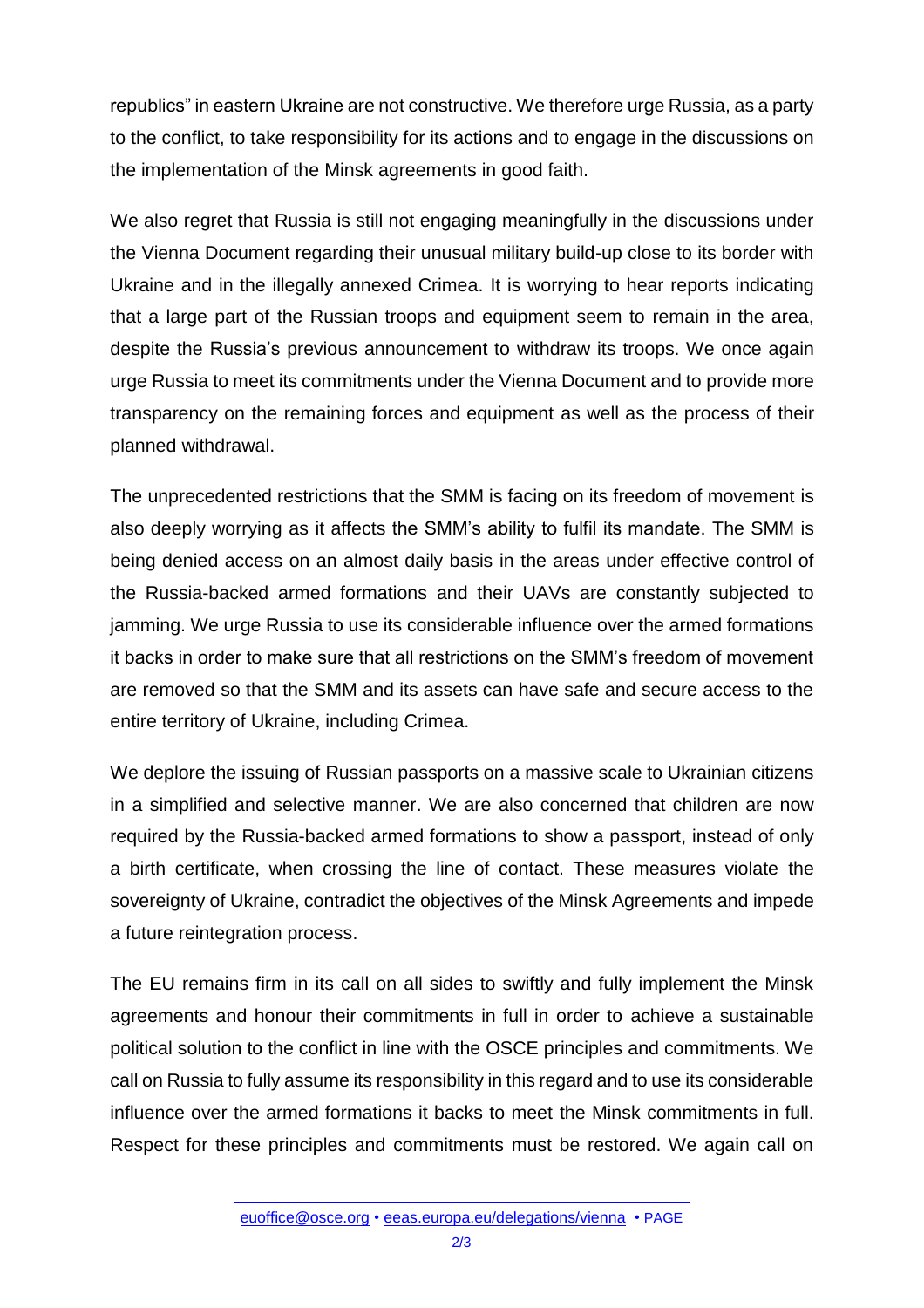republics" in eastern Ukraine are not constructive. We therefore urge Russia, as a party to the conflict, to take responsibility for its actions and to engage in the discussions on the implementation of the Minsk agreements in good faith.

We also regret that Russia is still not engaging meaningfully in the discussions under the Vienna Document regarding their unusual military build-up close to its border with Ukraine and in the illegally annexed Crimea. It is worrying to hear reports indicating that a large part of the Russian troops and equipment seem to remain in the area, despite the Russia's previous announcement to withdraw its troops. We once again urge Russia to meet its commitments under the Vienna Document and to provide more transparency on the remaining forces and equipment as well as the process of their planned withdrawal.

The unprecedented restrictions that the SMM is facing on its freedom of movement is also deeply worrying as it affects the SMM's ability to fulfil its mandate. The SMM is being denied access on an almost daily basis in the areas under effective control of the Russia-backed armed formations and their UAVs are constantly subjected to jamming. We urge Russia to use its considerable influence over the armed formations it backs in order to make sure that all restrictions on the SMM's freedom of movement are removed so that the SMM and its assets can have safe and secure access to the entire territory of Ukraine, including Crimea.

We deplore the issuing of Russian passports on a massive scale to Ukrainian citizens in a simplified and selective manner. We are also concerned that children are now required by the Russia-backed armed formations to show a passport, instead of only a birth certificate, when crossing the line of contact. These measures violate the sovereignty of Ukraine, contradict the objectives of the Minsk Agreements and impede a future reintegration process.

The EU remains firm in its call on all sides to swiftly and fully implement the Minsk agreements and honour their commitments in full in order to achieve a sustainable political solution to the conflict in line with the OSCE principles and commitments. We call on Russia to fully assume its responsibility in this regard and to use its considerable influence over the armed formations it backs to meet the Minsk commitments in full. Respect for these principles and commitments must be restored. We again call on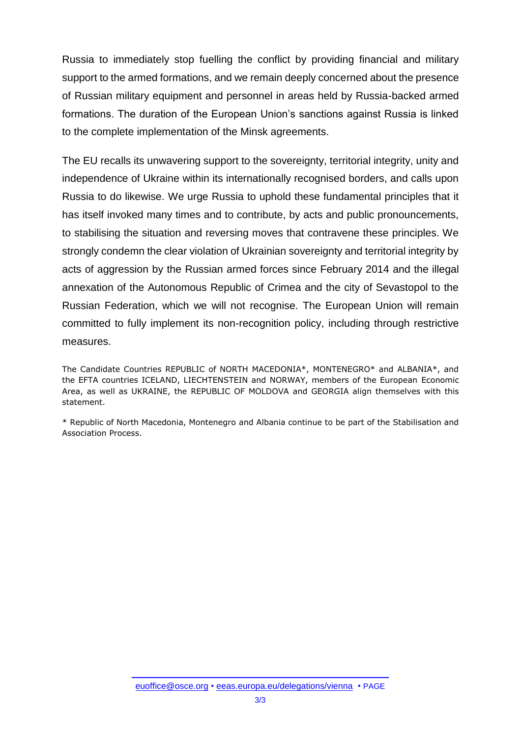Russia to immediately stop fuelling the conflict by providing financial and military support to the armed formations, and we remain deeply concerned about the presence of Russian military equipment and personnel in areas held by Russia-backed armed formations. The duration of the European Union's sanctions against Russia is linked to the complete implementation of the Minsk agreements.

The EU recalls its unwavering support to the sovereignty, territorial integrity, unity and independence of Ukraine within its internationally recognised borders, and calls upon Russia to do likewise. We urge Russia to uphold these fundamental principles that it has itself invoked many times and to contribute, by acts and public pronouncements, to stabilising the situation and reversing moves that contravene these principles. We strongly condemn the clear violation of Ukrainian sovereignty and territorial integrity by acts of aggression by the Russian armed forces since February 2014 and the illegal annexation of the Autonomous Republic of Crimea and the city of Sevastopol to the Russian Federation, which we will not recognise. The European Union will remain committed to fully implement its non-recognition policy, including through restrictive measures.

The Candidate Countries REPUBLIC of NORTH MACEDONIA*, MONTENEGRO* and ALBANIA*, and the EFTA countries ICELAND, LIECHTENSTEIN and NORWAY, members of the European Economic Area, as well as UKRAINE, the REPUBLIC OF MOLDOVA and GEORGIA align themselves with this statement.

* Republic of North Macedonia, Montenegro and Albania continue to be part of the Stabilisation and Association Process.

euoffice@osce.org • eeas.europa.eu/delegations/vienna